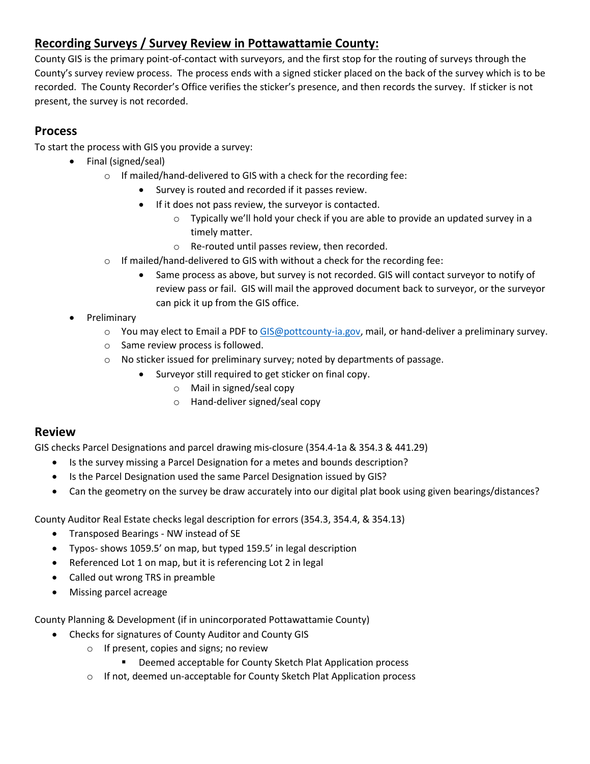# Recording Surveys / Survey Review in Pottawattamie County:

County GIS is the primary point-of-contact with surveyors, and the first stop for the routing of surveys through the County's survey review process. The process ends with a signed sticker placed on the back of the survey which is to be recorded. The County Recorder's Office verifies the sticker's presence, and then records the survey. If sticker is not present, the survey is not recorded.

## Process

To start the process with GIS you provide a survey:

- Final (signed/seal)
  - If mailed/hand-delivered to GIS with a check for the recording fee:
    - Survey is routed and recorded if it passes review.
    - If it does not pass review, the surveyor is contacted.
      - Typically we'll hold your check if you are able to provide an updated survey in a timely matter.
      - Re-routed until passes review, then recorded.
  - If mailed/hand-delivered to GIS with without a check for the recording fee:
    - Same process as above, but survey is not recorded. GIS will contact surveyor to notify of review pass or fail. GIS will mail the approved document back to surveyor, or the surveyor can pick it up from the GIS office.
- Preliminary
  - You may elect to Email a PDF to GIS@pottcounty-ia.gov, mail, or hand-deliver a preliminary survey.
  - Same review process is followed.
  - No sticker issued for preliminary survey; noted by departments of passage.
    - Surveyor still required to get sticker on final copy.
      - Mail in signed/seal copy
      - Hand-deliver signed/seal copy

## Review

GIS checks Parcel Designations and parcel drawing mis-closure (354.4-1a & 354.3 & 441.29)

- Is the survey missing a Parcel Designation for a metes and bounds description?
- Is the Parcel Designation used the same Parcel Designation issued by GIS?
- Can the geometry on the survey be draw accurately into our digital plat book using given bearings/distances?

County Auditor Real Estate checks legal description for errors (354.3, 354.4, & 354.13)

- Transposed Bearings - NW instead of SE
- Typos- shows 1059.5' on map, but typed 159.5' in legal description
- Referenced Lot 1 on map, but it is referencing Lot 2 in legal
- Called out wrong TRS in preamble
- Missing parcel acreage

County Planning & Development (if in unincorporated Pottawattamie County)

- Checks for signatures of County Auditor and County GIS
  - If present, copies and signs; no review
    - Deemed acceptable for County Sketch Plat Application process
  - If not, deemed un-acceptable for County Sketch Plat Application process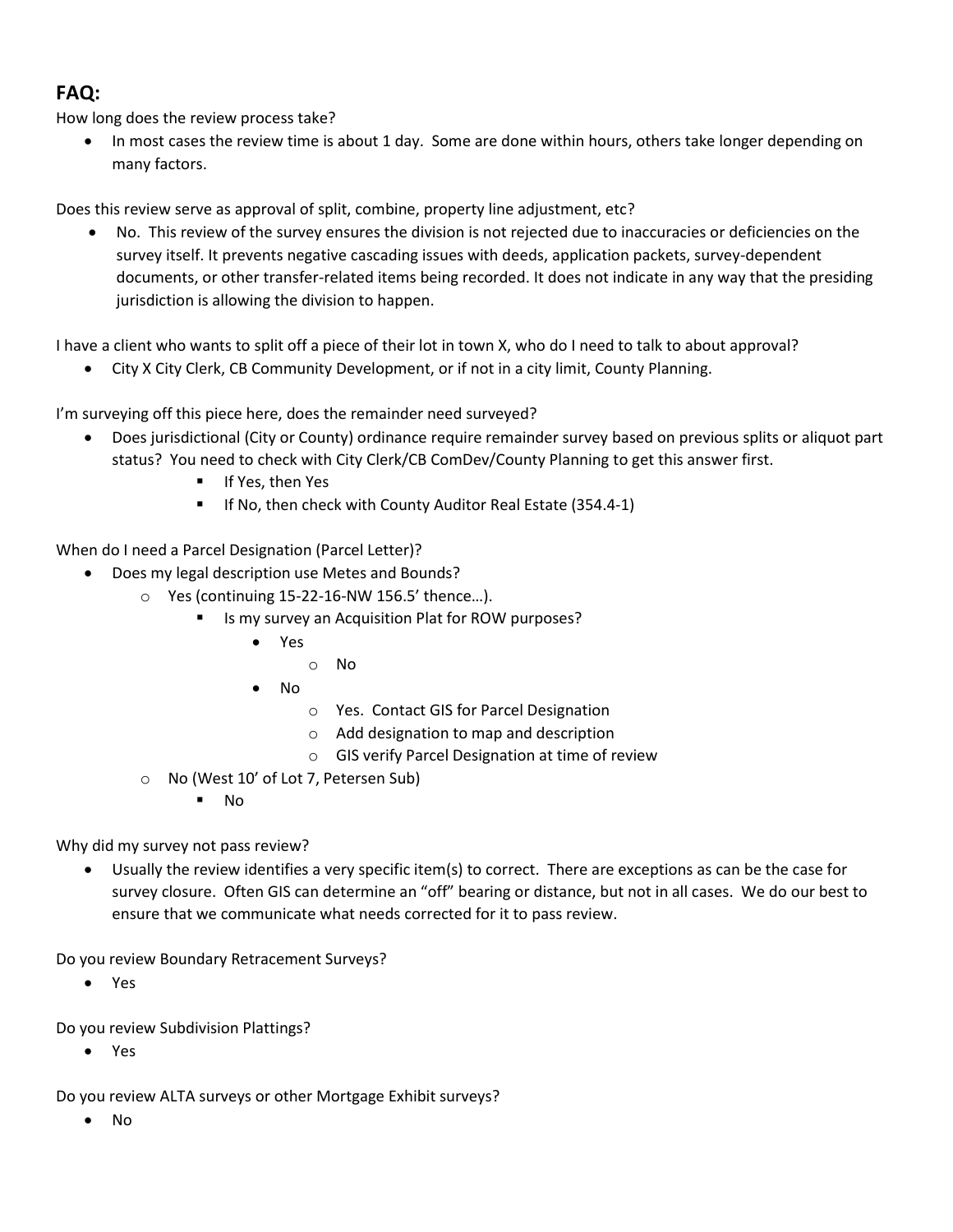## FAQ:

How long does the review process take?

- In most cases the review time is about 1 day. Some are done within hours, others take longer depending on many factors.

Does this review serve as approval of split, combine, property line adjustment, etc?

- No. This review of the survey ensures the division is not rejected due to inaccuracies or deficiencies on the survey itself. It prevents negative cascading issues with deeds, application packets, survey-dependent documents, or other transfer-related items being recorded. It does not indicate in any way that the presiding jurisdiction is allowing the division to happen.

I have a client who wants to split off a piece of their lot in town X, who do I need to talk to about approval?

- City X City Clerk, CB Community Development, or if not in a city limit, County Planning.

I'm surveying off this piece here, does the remainder need surveyed?

- Does jurisdictional (City or County) ordinance require remainder survey based on previous splits or aliquot part status? You need to check with City Clerk/CB ComDev/County Planning to get this answer first.
    - If Yes, then Yes
    - If No, then check with County Auditor Real Estate (354.4-1)

When do I need a Parcel Designation (Parcel Letter)?

- Does my legal description use Metes and Bounds?
    - Yes (continuing 15-22-16-NW 156.5' thence…).
        - Is my survey an Acquisition Plat for ROW purposes?
            - Yes
                - No
            - No
                - Yes. Contact GIS for Parcel Designation
                - Add designation to map and description
                - GIS verify Parcel Designation at time of review
    - No (West 10' of Lot 7, Petersen Sub)
        - No

Why did my survey not pass review?

- Usually the review identifies a very specific item(s) to correct. There are exceptions as can be the case for survey closure. Often GIS can determine an "off" bearing or distance, but not in all cases. We do our best to ensure that we communicate what needs corrected for it to pass review.

Do you review Boundary Retracement Surveys?

- Yes

Do you review Subdivision Plattings?

- Yes

Do you review ALTA surveys or other Mortgage Exhibit surveys?

- No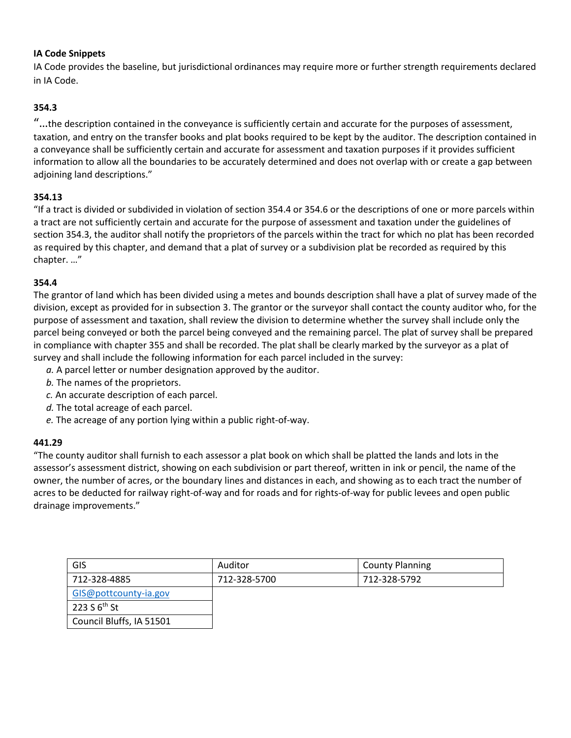**IA Code Snippets**

IA Code provides the baseline, but jurisdictional ordinances may require more or further strength requirements declared in IA Code.

**354.3**

"...the description contained in the conveyance is sufficiently certain and accurate for the purposes of assessment, taxation, and entry on the transfer books and plat books required to be kept by the auditor. The description contained in a conveyance shall be sufficiently certain and accurate for assessment and taxation purposes if it provides sufficient information to allow all the boundaries to be accurately determined and does not overlap with or create a gap between adjoining land descriptions."

**354.13**

"If a tract is divided or subdivided in violation of section 354.4 or 354.6 or the descriptions of one or more parcels within a tract are not sufficiently certain and accurate for the purpose of assessment and taxation under the guidelines of section 354.3, the auditor shall notify the proprietors of the parcels within the tract for which no plat has been recorded as required by this chapter, and demand that a plat of survey or a subdivision plat be recorded as required by this chapter. …"

**354.4**

The grantor of land which has been divided using a metes and bounds description shall have a plat of survey made of the division, except as provided for in subsection 3. The grantor or the surveyor shall contact the county auditor who, for the purpose of assessment and taxation, shall review the division to determine whether the survey shall include only the parcel being conveyed or both the parcel being conveyed and the remaining parcel. The plat of survey shall be prepared in compliance with chapter 355 and shall be recorded. The plat shall be clearly marked by the surveyor as a plat of survey and shall include the following information for each parcel included in the survey:

*a.* A parcel letter or number designation approved by the auditor.
*b.* The names of the proprietors.
*c.* An accurate description of each parcel.
*d.* The total acreage of each parcel.
*e.* The acreage of any portion lying within a public right-of-way.

**441.29**

"The county auditor shall furnish to each assessor a plat book on which shall be platted the lands and lots in the assessor's assessment district, showing on each subdivision or part thereof, written in ink or pencil, the name of the owner, the number of acres, or the boundary lines and distances in each, and showing as to each tract the number of acres to be deducted for railway right-of-way and for roads and for rights-of-way for public levees and open public drainage improvements."

| GIS | Auditor | County Planning |
|---|---|---|
| 712-328-4885 | 712-328-5700 | 712-328-5792 |
| GIS@pottcounty-ia.gov | | |
| 223 S 6th St | | |
| Council Bluffs, IA 51501 | | |